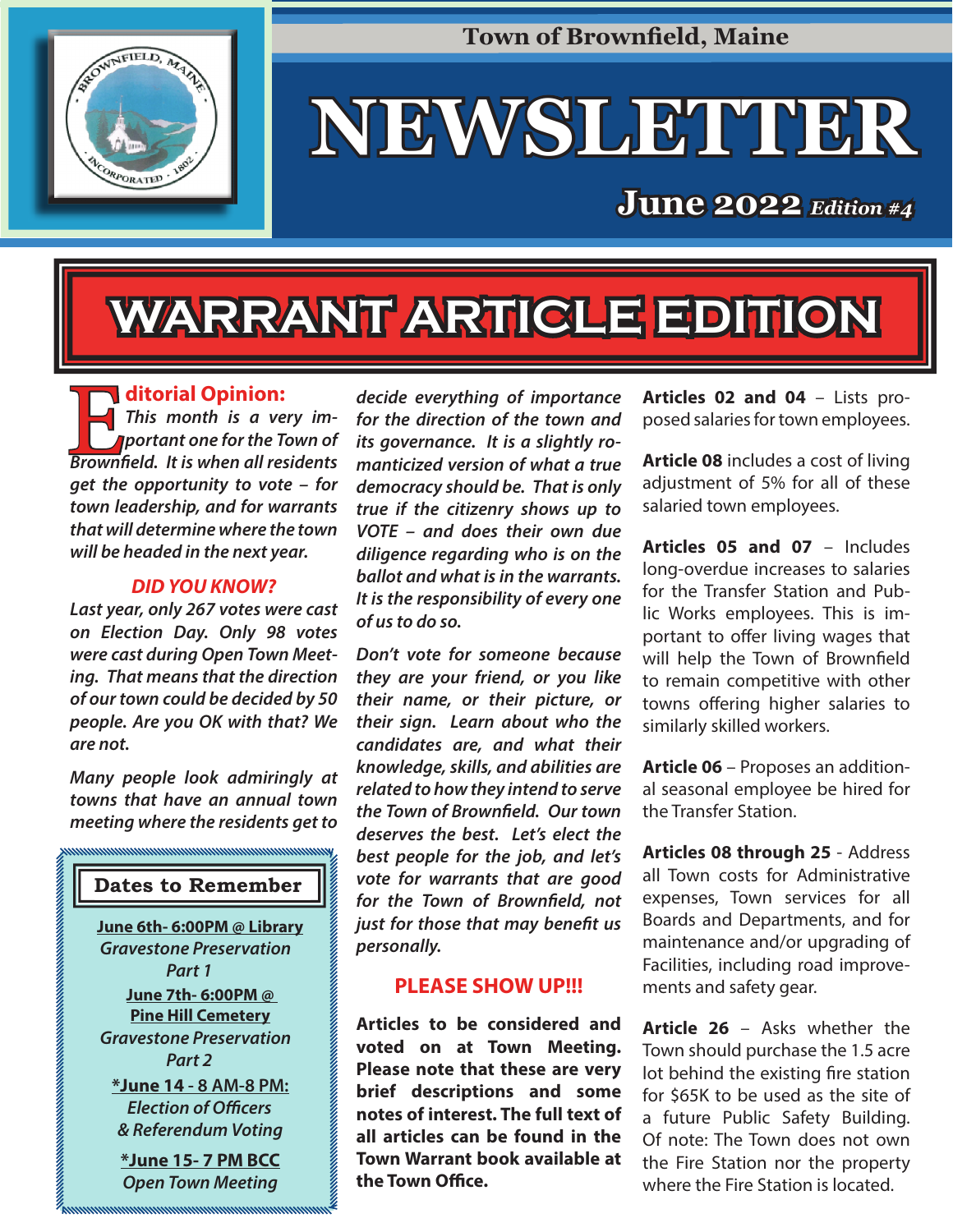Town of Brownfield, Maine

# NEWSLETTER

**June 2022** *Edition #4*

## WARRANT ARTICLE EDITION

### Editorial Opinion:

*This month is a very important one for the Town of Brownfield. It is when all residents get the opportunity to vote – for town leadership, and for warrants that will determine where the town will be headed in the next year.*

***DID YOU KNOW?***

*Last year, only 267 votes were cast on Election Day. Only 98 votes were cast during Open Town Meeting. That means that the direction of our town could be decided by 50 people. Are you OK with that? We are not.*

*Many people look admiringly at towns that have an annual town meeting where the residents get to decide everything of importance for the direction of the town and its governance. It is a slightly romanticized version of what a true democracy should be. That is only true if the citizenry shows up to VOTE – and does their own due diligence regarding who is on the ballot and what is in the warrants. It is the responsibility of every one of us to do so.*

*Don't vote for someone because they are your friend, or you like their name, or their picture, or their sign. Learn about who the candidates are, and what their knowledge, skills, and abilities are related to how they intend to serve the Town of Brownfield. Our town deserves the best. Let's elect the best people for the job, and let's vote for warrants that are good for the Town of Brownfield, not just for those that may benefit us personally.*

**PLEASE SHOW UP!!!**

### Dates to Remember

**June 6th- 6:00PM @ Library**
*Gravestone Preservation Part 1*

**June 7th- 6:00PM @ Pine Hill Cemetery**
*Gravestone Preservation Part 2*

***June 14 - 8 AM-8 PM:**
*Election of Officers & Referendum Voting*

***June 15- 7 PM BCC**
*Open Town Meeting*

**Articles to be considered and voted on at Town Meeting. Please note that these are very brief descriptions and some notes of interest. The full text of all articles can be found in the Town Warrant book available at the Town Office.**

**Articles 02 and 04** – Lists proposed salaries for town employees.

**Article 08** includes a cost of living adjustment of 5% for all of these salaried town employees.

**Articles 05 and 07** – Includes long-overdue increases to salaries for the Transfer Station and Public Works employees. This is important to offer living wages that will help the Town of Brownfield to remain competitive with other towns offering higher salaries to similarly skilled workers.

**Article 06** – Proposes an additional seasonal employee be hired for the Transfer Station.

**Articles 08 through 25** - Address all Town costs for Administrative expenses, Town services for all Boards and Departments, and for maintenance and/or upgrading of Facilities, including road improvements and safety gear.

**Article 26** – Asks whether the Town should purchase the 1.5 acre lot behind the existing fire station for $65K to be used as the site of a future Public Safety Building. Of note: The Town does not own the Fire Station nor the property where the Fire Station is located.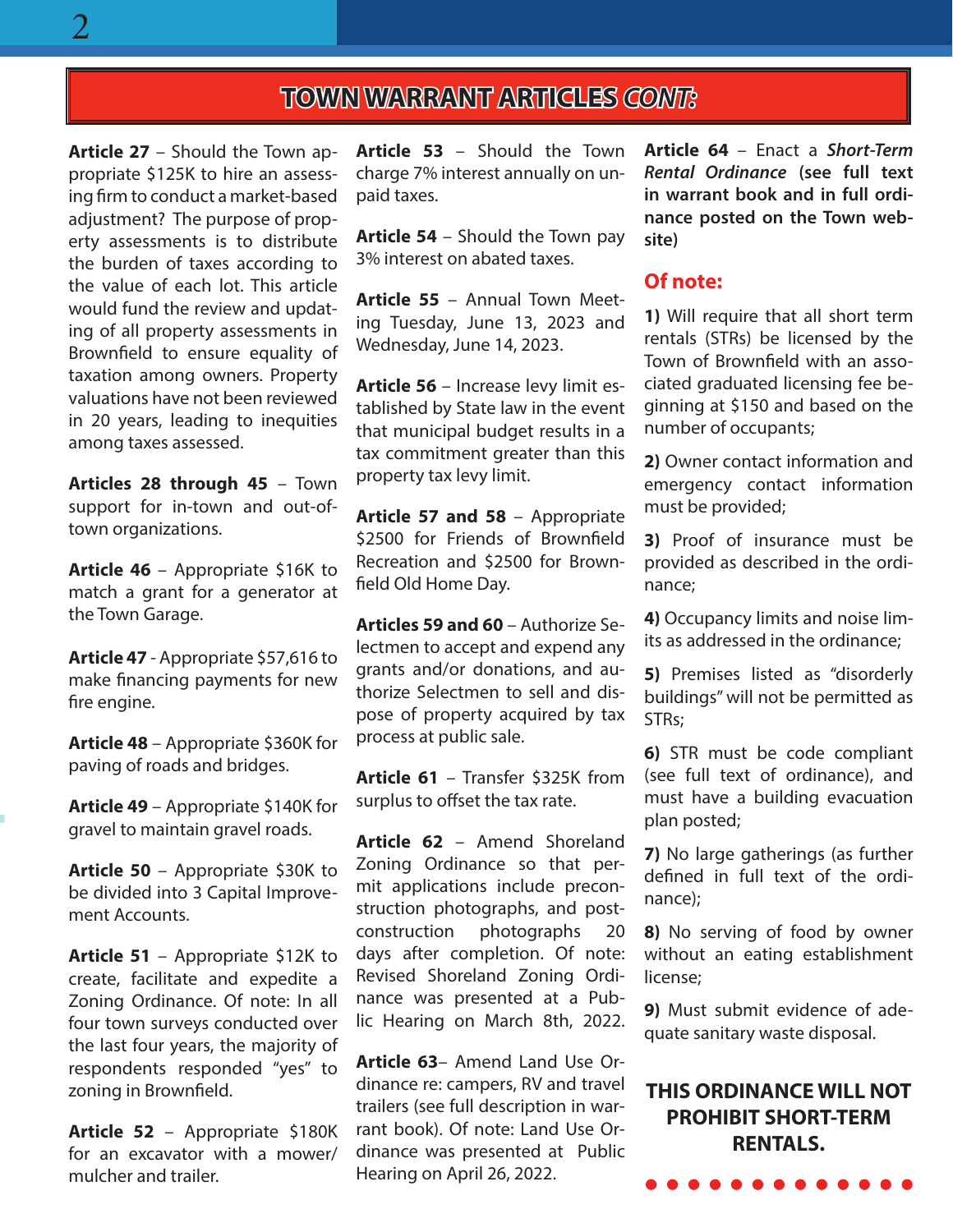## TOWN WARRANT ARTICLES *CONT:*

**Article 27** – Should the Town appropriate $125K to hire an assessing firm to conduct a market-based adjustment? The purpose of property assessments is to distribute the burden of taxes according to the value of each lot. This article would fund the review and updating of all property assessments in Brownfield to ensure equality of taxation among owners. Property valuations have not been reviewed in 20 years, leading to inequities among taxes assessed.

**Articles 28 through 45** – Town support for in-town and out-of-town organizations.

**Article 46** – Appropriate $16K to match a grant for a generator at the Town Garage.

**Article 47** - Appropriate $57,616 to make financing payments for new fire engine.

**Article 48** – Appropriate $360K for paving of roads and bridges.

**Article 49** – Appropriate $140K for gravel to maintain gravel roads.

**Article 50** – Appropriate $30K to be divided into 3 Capital Improvement Accounts.

**Article 51** – Appropriate $12K to create, facilitate and expedite a Zoning Ordinance. Of note: In all four town surveys conducted over the last four years, the majority of respondents responded "yes" to zoning in Brownfield.

**Article 52** – Appropriate $180K for an excavator with a mower/mulcher and trailer.

**Article 53** – Should the Town charge 7% interest annually on unpaid taxes.

**Article 54** – Should the Town pay 3% interest on abated taxes.

**Article 55** – Annual Town Meeting Tuesday, June 13, 2023 and Wednesday, June 14, 2023.

**Article 56** – Increase levy limit established by State law in the event that municipal budget results in a tax commitment greater than this property tax levy limit.

**Article 57 and 58** – Appropriate $2500 for Friends of Brownfield Recreation and $2500 for Brownfield Old Home Day.

**Articles 59 and 60** – Authorize Selectmen to accept and expend any grants and/or donations, and authorize Selectmen to sell and dispose of property acquired by tax process at public sale.

**Article 61** – Transfer $325K from surplus to offset the tax rate.

**Article 62** – Amend Shoreland Zoning Ordinance so that permit applications include preconstruction photographs, and post-construction photographs 20 days after completion. Of note: Revised Shoreland Zoning Ordinance was presented at a Public Hearing on March 8th, 2022.

**Article 63**– Amend Land Use Ordinance re: campers, RV and travel trailers (see full description in warrant book). Of note: Land Use Ordinance was presented at Public Hearing on April 26, 2022.

**Article 64** – Enact a ***Short-Term Rental Ordinance*** **(see full text in warrant book and in full ordinance posted on the Town website)**

### Of note:

**1)** Will require that all short term rentals (STRs) be licensed by the Town of Brownfield with an associated graduated licensing fee beginning at $150 and based on the number of occupants;

**2)** Owner contact information and emergency contact information must be provided;

**3)** Proof of insurance must be provided as described in the ordinance;

**4)** Occupancy limits and noise limits as addressed in the ordinance;

**5)** Premises listed as "disorderly buildings" will not be permitted as STRs;

**6)** STR must be code compliant (see full text of ordinance), and must have a building evacuation plan posted;

**7)** No large gatherings (as further defined in full text of the ordinance);

**8)** No serving of food by owner without an eating establishment license;

**9)** Must submit evidence of adequate sanitary waste disposal.

**THIS ORDINANCE WILL NOT PROHIBIT SHORT-TERM RENTALS.**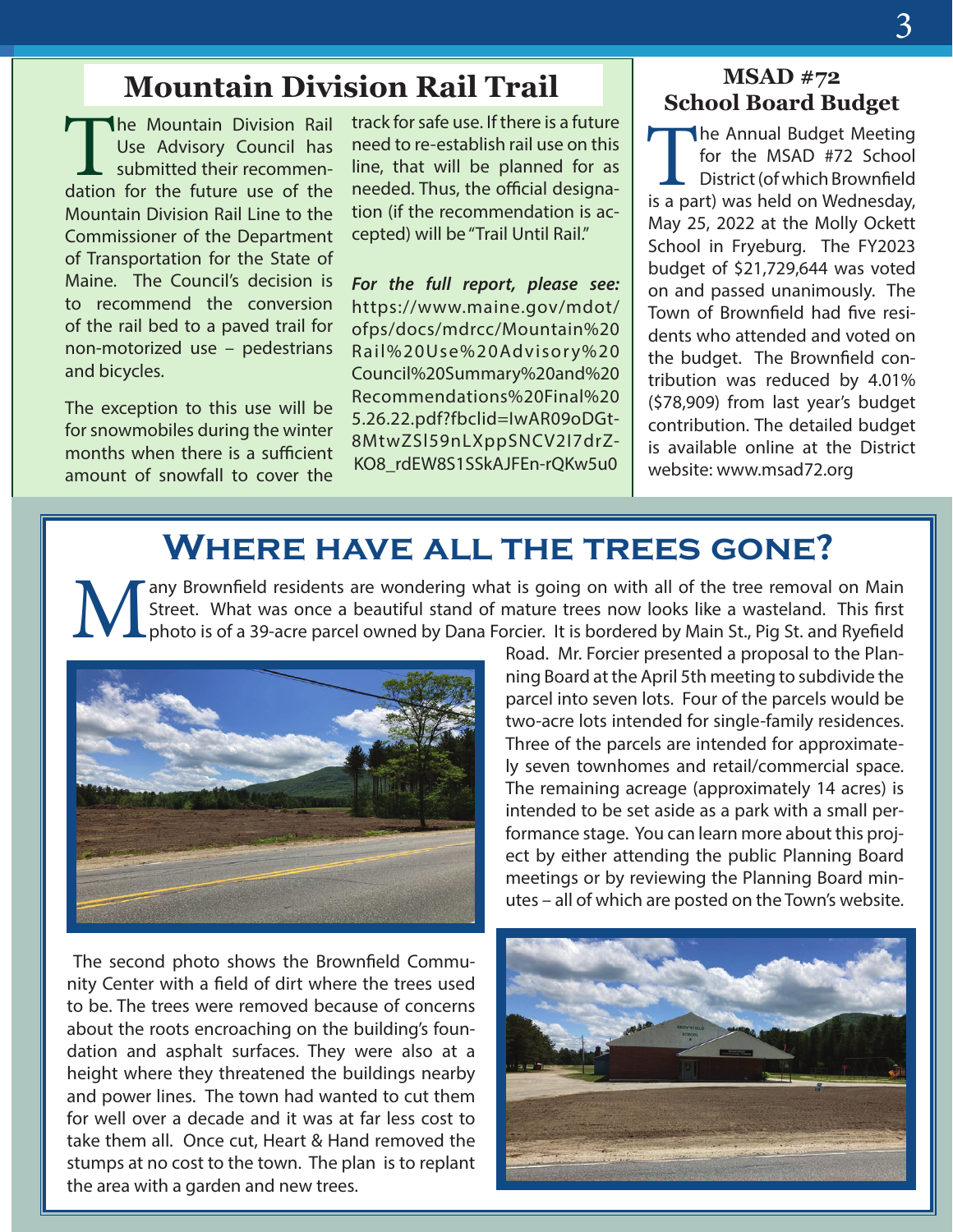## Mountain Division Rail Trail

The Mountain Division Rail Use Advisory Council has submitted their recommendation for the future use of the Mountain Division Rail Line to the Commissioner of the Department of Transportation for the State of Maine. The Council's decision is to recommend the conversion of the rail bed to a paved trail for non-motorized use – pedestrians and bicycles.

The exception to this use will be for snowmobiles during the winter months when there is a sufficient amount of snowfall to cover the track for safe use. If there is a future need to re-establish rail use on this line, that will be planned for as needed. Thus, the official designation (if the recommendation is accepted) will be "Trail Until Rail."

***For the full report, please see:*** https://www.maine.gov/mdot/ofps/docs/mdrcc/Mountain%20Rail%20Use%20Advisory%20Council%20Summary%20and%20Recommendations%20Final%205.26.22.pdf?fbclid=IwAR09oDGt-8MtwZSI59nLXppSNCV2I7drZ-KO8_rdEW8S1SSkAJFEn-rQKw5u0

## MSAD #72 School Board Budget

The Annual Budget Meeting for the MSAD #72 School District (of which Brownfield is a part) was held on Wednesday, May 25, 2022 at the Molly Ockett School in Fryeburg. The FY2023 budget of $21,729,644 was voted on and passed unanimously. The Town of Brownfield had five residents who attended and voted on the budget. The Brownfield contribution was reduced by 4.01% ($78,909) from last year's budget contribution. The detailed budget is available online at the District website: www.msad72.org

## Where have all the trees gone?

Many Brownfield residents are wondering what is going on with all of the tree removal on Main Street. What was once a beautiful stand of mature trees now looks like a wasteland. This first photo is of a 39-acre parcel owned by Dana Forcier. It is bordered by Main St., Pig St. and Ryefield Road. Mr. Forcier presented a proposal to the Planning Board at the April 5th meeting to subdivide the parcel into seven lots. Four of the parcels would be two-acre lots intended for single-family residences. Three of the parcels are intended for approximately seven townhomes and retail/commercial space. The remaining acreage (approximately 14 acres) is intended to be set aside as a park with a small performance stage. You can learn more about this project by either attending the public Planning Board meetings or by reviewing the Planning Board minutes – all of which are posted on the Town's website.

The second photo shows the Brownfield Community Center with a field of dirt where the trees used to be. The trees were removed because of concerns about the roots encroaching on the building's foundation and asphalt surfaces. They were also at a height where they threatened the buildings nearby and power lines. The town had wanted to cut them for well over a decade and it was at far less cost to take them all. Once cut, Heart & Hand removed the stumps at no cost to the town. The plan is to replant the area with a garden and new trees.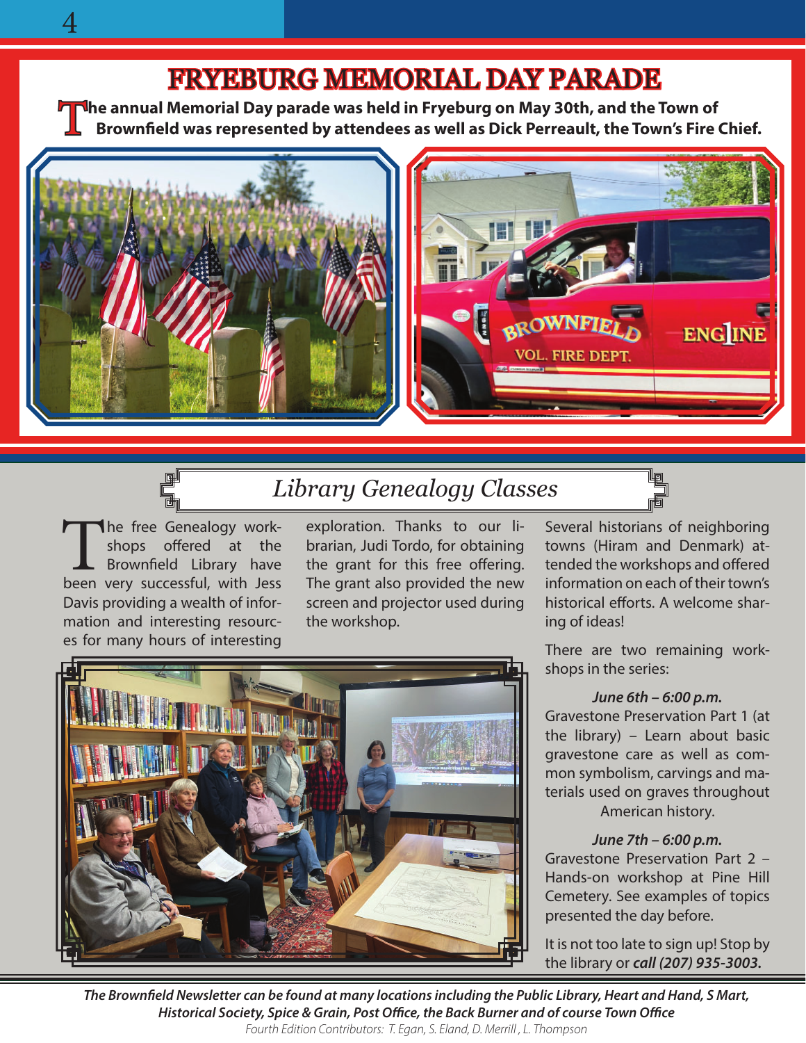# FRYEBURG MEMORIAL DAY PARADE

**The annual Memorial Day parade was held in Fryeburg on May 30th, and the Town of Brownfield was represented by attendees as well as Dick Perreault, the Town's Fire Chief.**

## *Library Genealogy Classes*

The free Genealogy workshops offered at the Brownfield Library have been very successful, with Jess Davis providing a wealth of information and interesting resources for many hours of interesting exploration. Thanks to our librarian, Judi Tordo, for obtaining the grant for this free offering. The grant also provided the new screen and projector used during the workshop.

Several historians of neighboring towns (Hiram and Denmark) attended the workshops and offered information on each of their town's historical efforts. A welcome sharing of ideas!

There are two remaining workshops in the series:

***June 6th – 6:00 p.m.***
Gravestone Preservation Part 1 (at the library) – Learn about basic gravestone care as well as common symbolism, carvings and materials used on graves throughout American history.

***June 7th – 6:00 p.m.***
Gravestone Preservation Part 2 – Hands-on workshop at Pine Hill Cemetery. See examples of topics presented the day before.

It is not too late to sign up! Stop by the library or ***call (207) 935-3003.***

***The Brownfield Newsletter can be found at many locations including the Public Library, Heart and Hand, S Mart, Historical Society, Spice & Grain, Post Office, the Back Burner and of course Town Office***

*Fourth Edition Contributors: T. Egan, S. Eland, D. Merrill , L. Thompson*